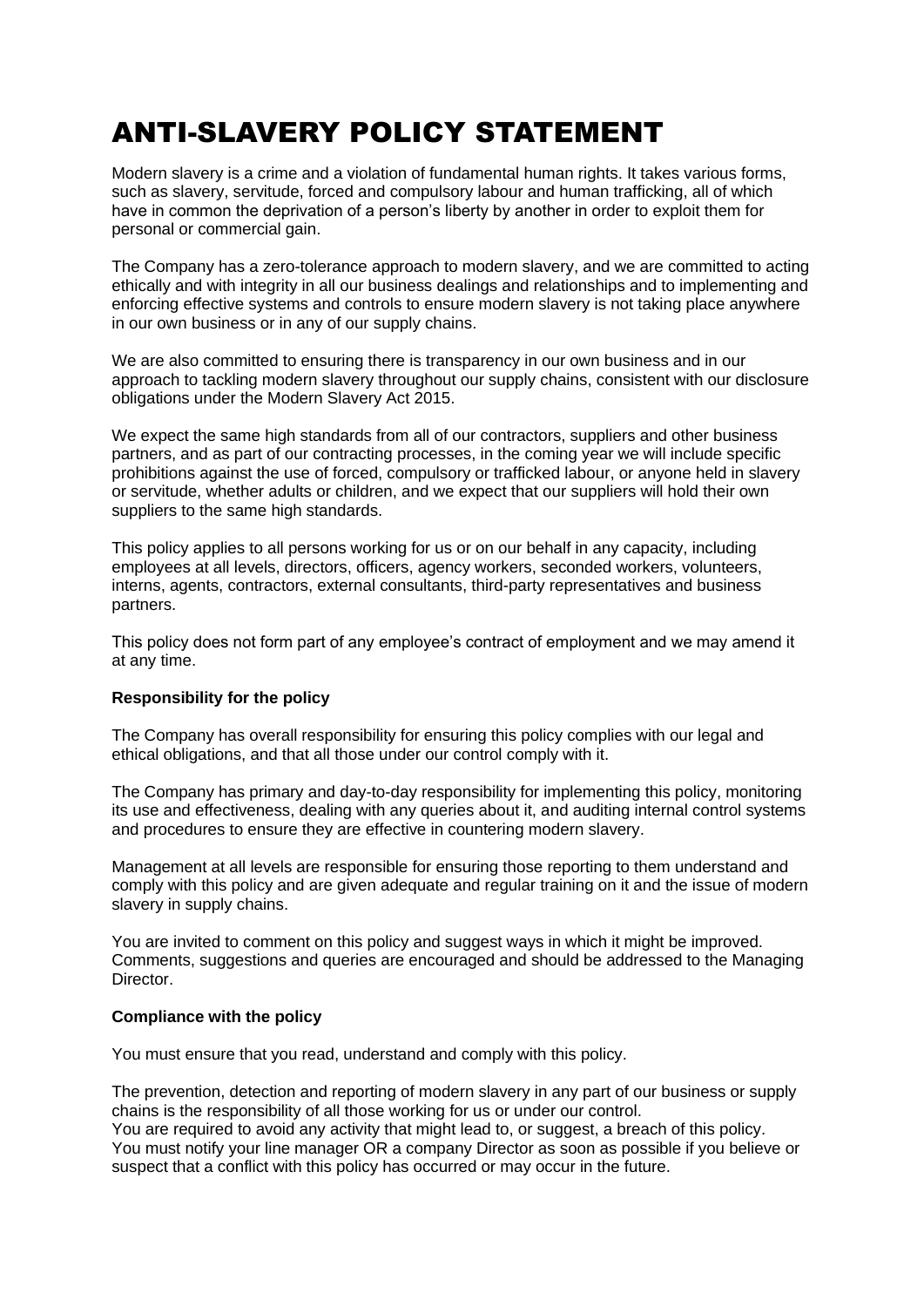# ANTI-SLAVERY POLICY STATEMENT

Modern slavery is a crime and a violation of fundamental human rights. It takes various forms, such as slavery, servitude, forced and compulsory labour and human trafficking, all of which have in common the deprivation of a person's liberty by another in order to exploit them for personal or commercial gain.

The Company has a zero-tolerance approach to modern slavery, and we are committed to acting ethically and with integrity in all our business dealings and relationships and to implementing and enforcing effective systems and controls to ensure modern slavery is not taking place anywhere in our own business or in any of our supply chains.

We are also committed to ensuring there is transparency in our own business and in our approach to tackling modern slavery throughout our supply chains, consistent with our disclosure obligations under the Modern Slavery Act 2015.

We expect the same high standards from all of our contractors, suppliers and other business partners, and as part of our contracting processes, in the coming year we will include specific prohibitions against the use of forced, compulsory or trafficked labour, or anyone held in slavery or servitude, whether adults or children, and we expect that our suppliers will hold their own suppliers to the same high standards.

This policy applies to all persons working for us or on our behalf in any capacity, including employees at all levels, directors, officers, agency workers, seconded workers, volunteers, interns, agents, contractors, external consultants, third-party representatives and business partners.

This policy does not form part of any employee's contract of employment and we may amend it at any time.

**Responsibility for the policy**

The Company has overall responsibility for ensuring this policy complies with our legal and ethical obligations, and that all those under our control comply with it.

The Company has primary and day-to-day responsibility for implementing this policy, monitoring its use and effectiveness, dealing with any queries about it, and auditing internal control systems and procedures to ensure they are effective in countering modern slavery.

Management at all levels are responsible for ensuring those reporting to them understand and comply with this policy and are given adequate and regular training on it and the issue of modern slavery in supply chains.

You are invited to comment on this policy and suggest ways in which it might be improved. Comments, suggestions and queries are encouraged and should be addressed to the Managing Director.

**Compliance with the policy**

You must ensure that you read, understand and comply with this policy.

The prevention, detection and reporting of modern slavery in any part of our business or supply chains is the responsibility of all those working for us or under our control.
You are required to avoid any activity that might lead to, or suggest, a breach of this policy.
You must notify your line manager OR a company Director as soon as possible if you believe or suspect that a conflict with this policy has occurred or may occur in the future.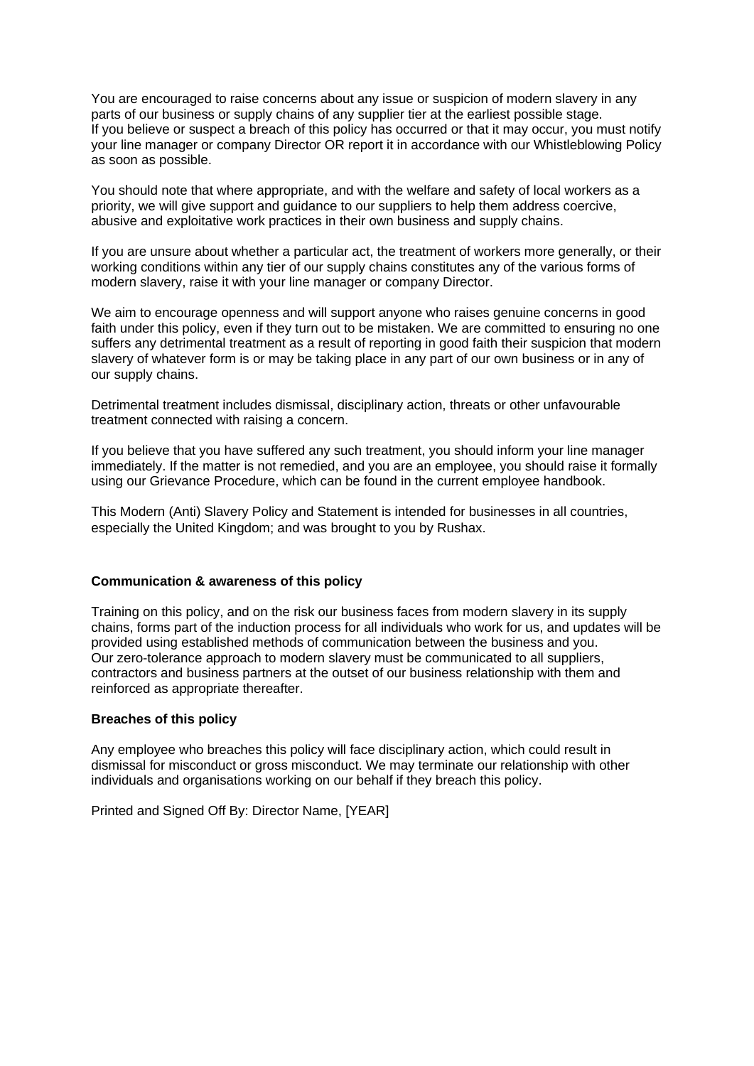You are encouraged to raise concerns about any issue or suspicion of modern slavery in any parts of our business or supply chains of any supplier tier at the earliest possible stage.
If you believe or suspect a breach of this policy has occurred or that it may occur, you must notify your line manager or company Director OR report it in accordance with our Whistleblowing Policy as soon as possible.

You should note that where appropriate, and with the welfare and safety of local workers as a priority, we will give support and guidance to our suppliers to help them address coercive, abusive and exploitative work practices in their own business and supply chains.

If you are unsure about whether a particular act, the treatment of workers more generally, or their working conditions within any tier of our supply chains constitutes any of the various forms of modern slavery, raise it with your line manager or company Director.

We aim to encourage openness and will support anyone who raises genuine concerns in good faith under this policy, even if they turn out to be mistaken. We are committed to ensuring no one suffers any detrimental treatment as a result of reporting in good faith their suspicion that modern slavery of whatever form is or may be taking place in any part of our own business or in any of our supply chains.

Detrimental treatment includes dismissal, disciplinary action, threats or other unfavourable treatment connected with raising a concern.

If you believe that you have suffered any such treatment, you should inform your line manager immediately. If the matter is not remedied, and you are an employee, you should raise it formally using our Grievance Procedure, which can be found in the current employee handbook.

This Modern (Anti) Slavery Policy and Statement is intended for businesses in all countries, especially the United Kingdom; and was brought to you by Rushax.

**Communication & awareness of this policy**

Training on this policy, and on the risk our business faces from modern slavery in its supply chains, forms part of the induction process for all individuals who work for us, and updates will be provided using established methods of communication between the business and you.
Our zero-tolerance approach to modern slavery must be communicated to all suppliers, contractors and business partners at the outset of our business relationship with them and reinforced as appropriate thereafter.

**Breaches of this policy**

Any employee who breaches this policy will face disciplinary action, which could result in dismissal for misconduct or gross misconduct. We may terminate our relationship with other individuals and organisations working on our behalf if they breach this policy.

Printed and Signed Off By: Director Name, [YEAR]